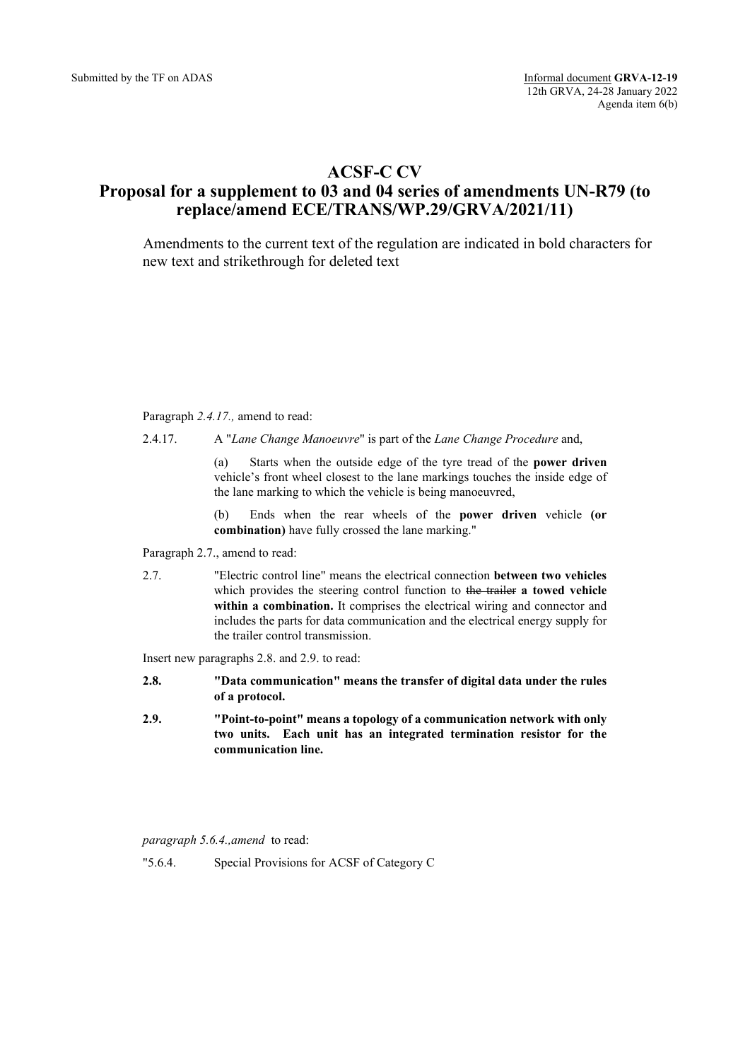Submitted by the TF on ADAS

Informal document **GRVA-12-19**
12th GRVA, 24-28 January 2022
Agenda item 6(b)

# ACSF-C CV
# Proposal for a supplement to 03 and 04 series of amendments UN-R79 (to replace/amend ECE/TRANS/WP.29/GRVA/2021/11)

Amendments to the current text of the regulation are indicated in bold characters for new text and strikethrough for deleted text

Paragraph *2.4.17.,* amend to read:

2.4.17. A "*Lane Change Manoeuvre*" is part of the *Lane Change Procedure* and,

(a) Starts when the outside edge of the tyre tread of the **power driven** vehicle's front wheel closest to the lane markings touches the inside edge of the lane marking to which the vehicle is being manoeuvred,

(b) Ends when the rear wheels of the **power driven** vehicle **(or combination)** have fully crossed the lane marking."

Paragraph 2.7., amend to read:

2.7. "Electric control line" means the electrical connection **between two vehicles** which provides the steering control function to ~~the trailer~~ **a towed vehicle within a combination.** It comprises the electrical wiring and connector and includes the parts for data communication and the electrical energy supply for the trailer control transmission.

Insert new paragraphs 2.8. and 2.9. to read:

**2.8. "Data communication" means the transfer of digital data under the rules of a protocol.**

**2.9. "Point-to-point" means a topology of a communication network with only two units. Each unit has an integrated termination resistor for the communication line.**

*paragraph 5.6.4.,amend* to read:

"5.6.4. Special Provisions for ACSF of Category C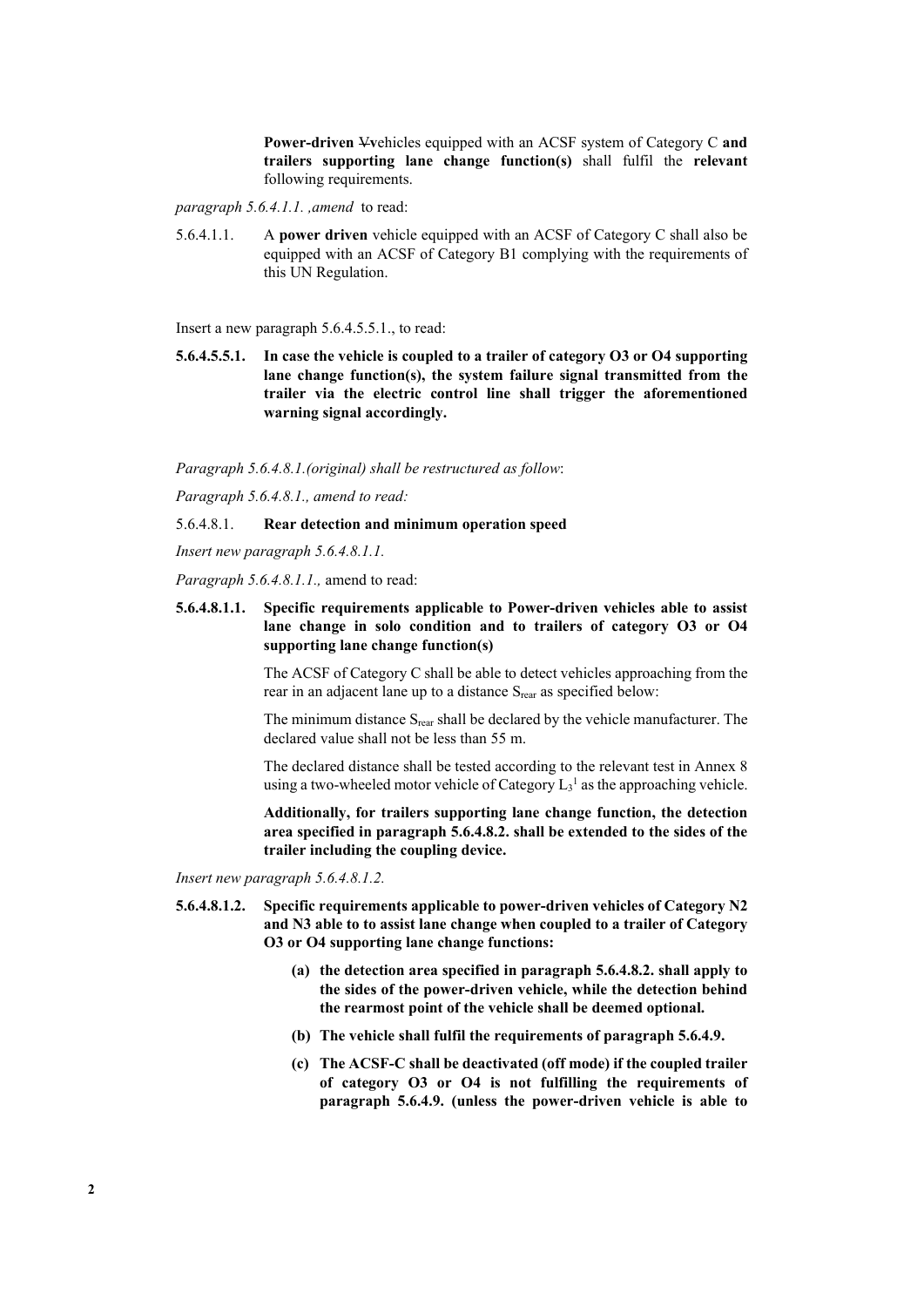**Power-driven** ~~V~~vehicles equipped with an ACSF system of Category C **and trailers supporting lane change function(s)** shall fulfil the **relevant** following requirements.

*paragraph 5.6.4.1.1. ,amend* to read:

5.6.4.1.1. A **power driven** vehicle equipped with an ACSF of Category C shall also be equipped with an ACSF of Category B1 complying with the requirements of this UN Regulation.

Insert a new paragraph 5.6.4.5.5.1., to read:

**5.6.4.5.5.1. In case the vehicle is coupled to a trailer of category O3 or O4 supporting lane change function(s), the system failure signal transmitted from the trailer via the electric control line shall trigger the aforementioned warning signal accordingly.**

*Paragraph 5.6.4.8.1.(original) shall be restructured as follow*:

*Paragraph 5.6.4.8.1., amend to read:*

5.6.4.8.1. **Rear detection and minimum operation speed**

*Insert new paragraph 5.6.4.8.1.1.*

*Paragraph 5.6.4.8.1.1.,* amend to read:

**5.6.4.8.1.1. Specific requirements applicable to Power-driven vehicles able to assist lane change in solo condition and to trailers of category O3 or O4 supporting lane change function(s)**

The ACSF of Category C shall be able to detect vehicles approaching from the rear in an adjacent lane up to a distance $S_{rear}$ as specified below:

The minimum distance $S_{rear}$ shall be declared by the vehicle manufacturer. The declared value shall not be less than 55 m.

The declared distance shall be tested according to the relevant test in Annex 8 using a two-wheeled motor vehicle of Category $L_3$[1] as the approaching vehicle.

**Additionally, for trailers supporting lane change function, the detection area specified in paragraph 5.6.4.8.2. shall be extended to the sides of the trailer including the coupling device.**

*Insert new paragraph 5.6.4.8.1.2.*

**5.6.4.8.1.2. Specific requirements applicable to power-driven vehicles of Category N2 and N3 able to to assist lane change when coupled to a trailer of Category O3 or O4 supporting lane change functions:**

- **(a) the detection area specified in paragraph 5.6.4.8.2. shall apply to the sides of the power-driven vehicle, while the detection behind the rearmost point of the vehicle shall be deemed optional.**
- **(b) The vehicle shall fulfil the requirements of paragraph 5.6.4.9.**
- **(c) The ACSF-C shall be deactivated (off mode) if the coupled trailer of category O3 or O4 is not fulfilling the requirements of paragraph 5.6.4.9. (unless the power-driven vehicle is able to**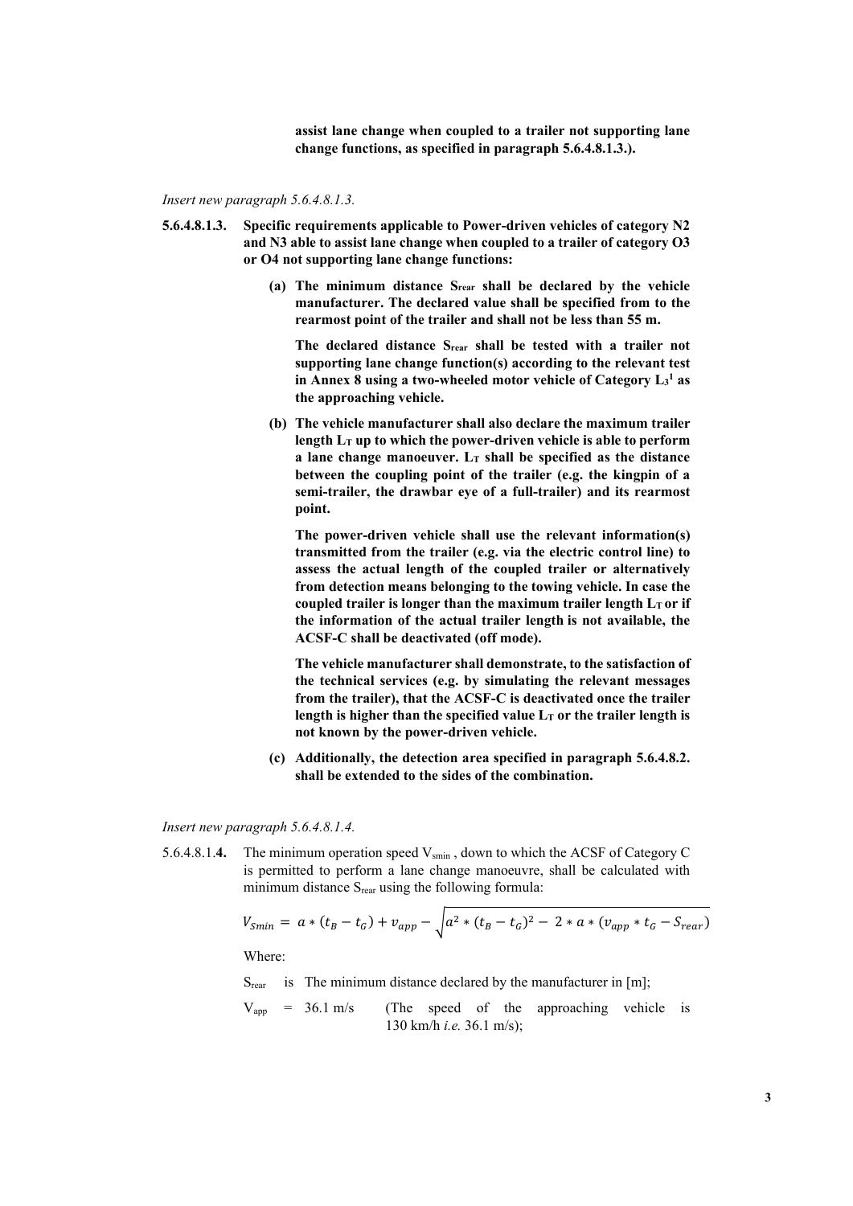**assist lane change when coupled to a trailer not supporting lane change functions, as specified in paragraph 5.6.4.8.1.3.).**

*Insert new paragraph 5.6.4.8.1.3.*

**5.6.4.8.1.3. Specific requirements applicable to Power-driven vehicles of category N2 and N3 able to assist lane change when coupled to a trailer of category O3 or O4 not supporting lane change functions:**

**(a) The minimum distance $S_{rear}$ shall be declared by the vehicle manufacturer. The declared value shall be specified from to the rearmost point of the trailer and shall not be less than 55 m.**

**The declared distance $S_{rear}$ shall be tested with a trailer not supporting lane change function(s) according to the relevant test in Annex 8 using a two-wheeled motor vehicle of Category $L_3$[1] as the approaching vehicle.**

**(b) The vehicle manufacturer shall also declare the maximum trailer length $L_T$ up to which the power-driven vehicle is able to perform a lane change manoeuver. $L_T$ shall be specified as the distance between the coupling point of the trailer (e.g. the kingpin of a semi-trailer, the drawbar eye of a full-trailer) and its rearmost point.**

**The power-driven vehicle shall use the relevant information(s) transmitted from the trailer (e.g. via the electric control line) to assess the actual length of the coupled trailer or alternatively from detection means belonging to the towing vehicle. In case the coupled trailer is longer than the maximum trailer length $L_T$ or if the information of the actual trailer length is not available, the ACSF-C shall be deactivated (off mode).**

**The vehicle manufacturer shall demonstrate, to the satisfaction of the technical services (e.g. by simulating the relevant messages from the trailer), that the ACSF-C is deactivated once the trailer length is higher than the specified value $L_T$ or the trailer length is not known by the power-driven vehicle.**

**(c) Additionally, the detection area specified in paragraph 5.6.4.8.2. shall be extended to the sides of the combination.**

*Insert new paragraph 5.6.4.8.1.4.*

5.6.4.8.1.**4.** The minimum operation speed $V_{smin}$ , down to which the ACSF of Category C is permitted to perform a lane change manoeuvre, shall be calculated with minimum distance $S_{rear}$ using the following formula:

$$V_{Smin} = a * (t_B - t_G) + v_{app} - \sqrt{a^2 * (t_B - t_G)^2 - 2 * a * (v_{app} * t_G - S_{rear})}$$

Where:

$S_{rear}$ is The minimum distance declared by the manufacturer in [m];

$V_{app}$ = 36.1 m/s (The speed of the approaching vehicle is 130 km/h *i.e.* 36.1 m/s);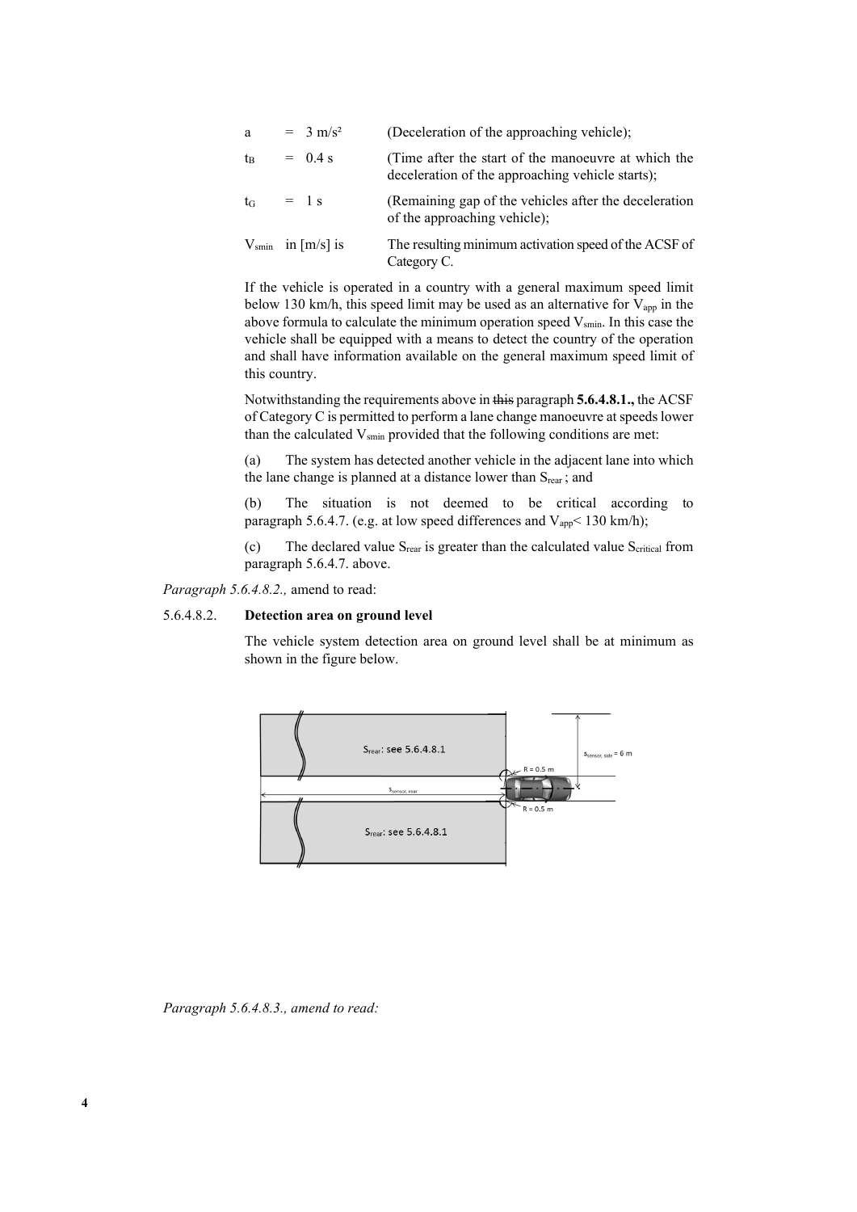| | | |
|---|---|---|
| a | = 3 m/s² | (Deceleration of the approaching vehicle); |
| $t_B$ | = 0.4 s | (Time after the start of the manoeuvre at which the deceleration of the approaching vehicle starts); |
| $t_G$ | = 1 s | (Remaining gap of the vehicles after the deceleration of the approaching vehicle); |
| $V_{smin}$ | in [m/s] is | The resulting minimum activation speed of the ACSF of Category C. |

If the vehicle is operated in a country with a general maximum speed limit below 130 km/h, this speed limit may be used as an alternative for $V_{app}$ in the above formula to calculate the minimum operation speed $V_{smin}$. In this case the vehicle shall be equipped with a means to detect the country of the operation and shall have information available on the general maximum speed limit of this country.

Notwithstanding the requirements above in ~~this~~ paragraph **5.6.4.8.1.,** the ACSF of Category C is permitted to perform a lane change manoeuvre at speeds lower than the calculated $V_{smin}$ provided that the following conditions are met:

(a) The system has detected another vehicle in the adjacent lane into which the lane change is planned at a distance lower than $S_{rear}$ ; and

(b) The situation is not deemed to be critical according to paragraph 5.6.4.7. (e.g. at low speed differences and $V_{app}$< 130 km/h);

(c) The declared value $S_{rear}$ is greater than the calculated value $S_{critical}$ from paragraph 5.6.4.7. above.

*Paragraph 5.6.4.8.2.,* amend to read:

5.6.4.8.2. **Detection area on ground level**

The vehicle system detection area on ground level shall be at minimum as shown in the figure below.

$S_{rear}$: see 5.6.4.8.1

$s_{sensor, side}$ = 6 m

R = 0.5 m

$s_{sensor, rear}$

R = 0.5 m

$S_{rear}$: see 5.6.4.8.1

*Paragraph 5.6.4.8.3., amend to read:*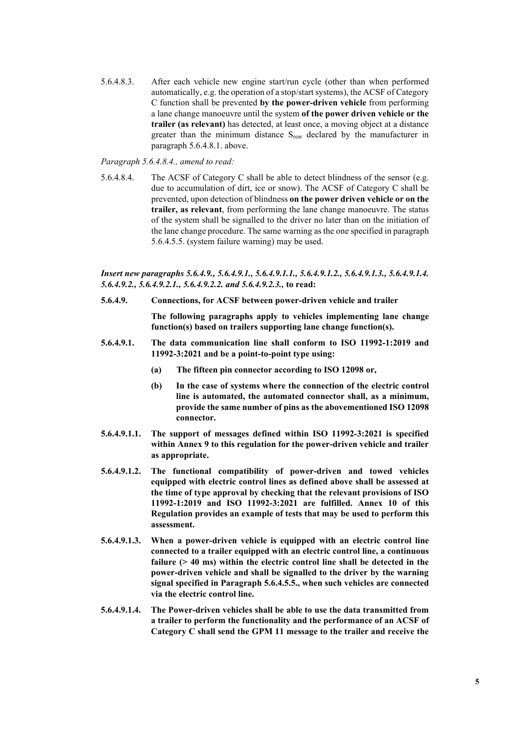5.6.4.8.3. After each vehicle new engine start/run cycle (other than when performed automatically, e.g. the operation of a stop/start systems), the ACSF of Category C function shall be prevented **by the power-driven vehicle** from performing a lane change manoeuvre until the system **of the power driven vehicle or the trailer (as relevant)** has detected, at least once, a moving object at a distance greater than the minimum distance $S_{rear}$ declared by the manufacturer in paragraph 5.6.4.8.1. above.

*Paragraph 5.6.4.8.4., amend to read:*

5.6.4.8.4. The ACSF of Category C shall be able to detect blindness of the sensor (e.g. due to accumulation of dirt, ice or snow). The ACSF of Category C shall be prevented, upon detection of blindness **on the power driven vehicle or on the trailer, as relevant**, from performing the lane change manoeuvre. The status of the system shall be signalled to the driver no later than on the initiation of the lane change procedure. The same warning as the one specified in paragraph 5.6.4.5.5. (system failure warning) may be used.

***Insert new paragraphs 5.6.4.9., 5.6.4.9.1., 5.6.4.9.1.1., 5.6.4.9.1.2., 5.6.4.9.1.3., 5.6.4.9.1.4. 5.6.4.9.2., 5.6.4.9.2.1., 5.6.4.9.2.2. and 5.6.4.9.2.3.,*** **to read:**

**5.6.4.9. Connections, for ACSF between power-driven vehicle and trailer**

**The following paragraphs apply to vehicles implementing lane change function(s) based on trailers supporting lane change function(s).**

**5.6.4.9.1. The data communication line shall conform to ISO 11992-1:2019 and 11992-3:2021 and be a point-to-point type using:**

**(a) The fifteen pin connector according to ISO 12098 or,**

**(b) In the case of systems where the connection of the electric control line is automated, the automated connector shall, as a minimum, provide the same number of pins as the abovementioned ISO 12098 connector.**

**5.6.4.9.1.1. The support of messages defined within ISO 11992-3:2021 is specified within Annex 9 to this regulation for the power-driven vehicle and trailer as appropriate.**

**5.6.4.9.1.2. The functional compatibility of power-driven and towed vehicles equipped with electric control lines as defined above shall be assessed at the time of type approval by checking that the relevant provisions of ISO 11992-1:2019 and ISO 11992-3:2021 are fulfilled. Annex 10 of this Regulation provides an example of tests that may be used to perform this assessment.**

**5.6.4.9.1.3. When a power-driven vehicle is equipped with an electric control line connected to a trailer equipped with an electric control line, a continuous failure (> 40 ms) within the electric control line shall be detected in the power-driven vehicle and shall be signalled to the driver by the warning signal specified in Paragraph 5.6.4.5.5., when such vehicles are connected via the electric control line.**

**5.6.4.9.1.4. The Power-driven vehicles shall be able to use the data transmitted from a trailer to perform the functionality and the performance of an ACSF of Category C shall send the GPM 11 message to the trailer and receive the**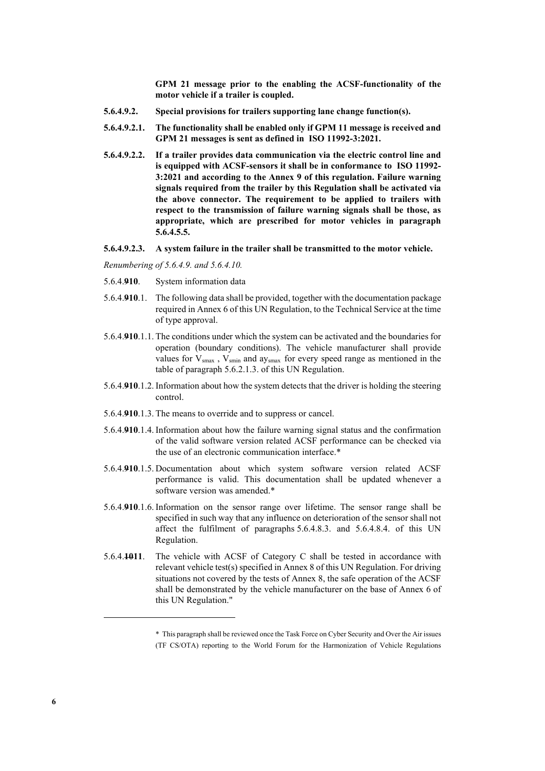**GPM 21 message prior to the enabling the ACSF-functionality of the motor vehicle if a trailer is coupled.**

**5.6.4.9.2. Special provisions for trailers supporting lane change function(s).**

**5.6.4.9.2.1. The functionality shall be enabled only if GPM 11 message is received and GPM 21 messages is sent as defined in ISO 11992-3:2021.**

**5.6.4.9.2.2. If a trailer provides data communication via the electric control line and is equipped with ACSF-sensors it shall be in conformance to ISO 11992-3:2021 and according to the Annex 9 of this regulation. Failure warning signals required from the trailer by this Regulation shall be activated via the above connector. The requirement to be applied to trailers with respect to the transmission of failure warning signals shall be those, as appropriate, which are prescribed for motor vehicles in paragraph 5.6.4.5.5.**

**5.6.4.9.2.3. A system failure in the trailer shall be transmitted to the motor vehicle.**

*Renumbering of 5.6.4.9. and 5.6.4.10.*

5.6.4.~~9~~**10**. System information data

5.6.4.~~9~~**10**.1. The following data shall be provided, together with the documentation package required in Annex 6 of this UN Regulation, to the Technical Service at the time of type approval.

5.6.4.~~9~~**10**.1.1. The conditions under which the system can be activated and the boundaries for operation (boundary conditions). The vehicle manufacturer shall provide values for $V_{smax}$ , $V_{smin}$ and $ay_{smax}$ for every speed range as mentioned in the table of paragraph 5.6.2.1.3. of this UN Regulation.

5.6.4.~~9~~**10**.1.2. Information about how the system detects that the driver is holding the steering control.

5.6.4.~~9~~**10**.1.3. The means to override and to suppress or cancel.

5.6.4.~~9~~**10**.1.4. Information about how the failure warning signal status and the confirmation of the valid software version related ACSF performance can be checked via the use of an electronic communication interface.*

5.6.4.~~9~~**10**.1.5. Documentation about which system software version related ACSF performance is valid. This documentation shall be updated whenever a software version was amended.*

5.6.4.~~9~~**10**.1.6. Information on the sensor range over lifetime. The sensor range shall be specified in such way that any influence on deterioration of the sensor shall not affect the fulfilment of paragraphs 5.6.4.8.3. and 5.6.4.8.4. of this UN Regulation.

5.6.4.~~10~~**11**. The vehicle with ACSF of Category C shall be tested in accordance with relevant vehicle test(s) specified in Annex 8 of this UN Regulation. For driving situations not covered by the tests of Annex 8, the safe operation of the ACSF shall be demonstrated by the vehicle manufacturer on the base of Annex 6 of this UN Regulation."

---

* This paragraph shall be reviewed once the Task Force on Cyber Security and Over the Air issues (TF CS/OTA) reporting to the World Forum for the Harmonization of Vehicle Regulations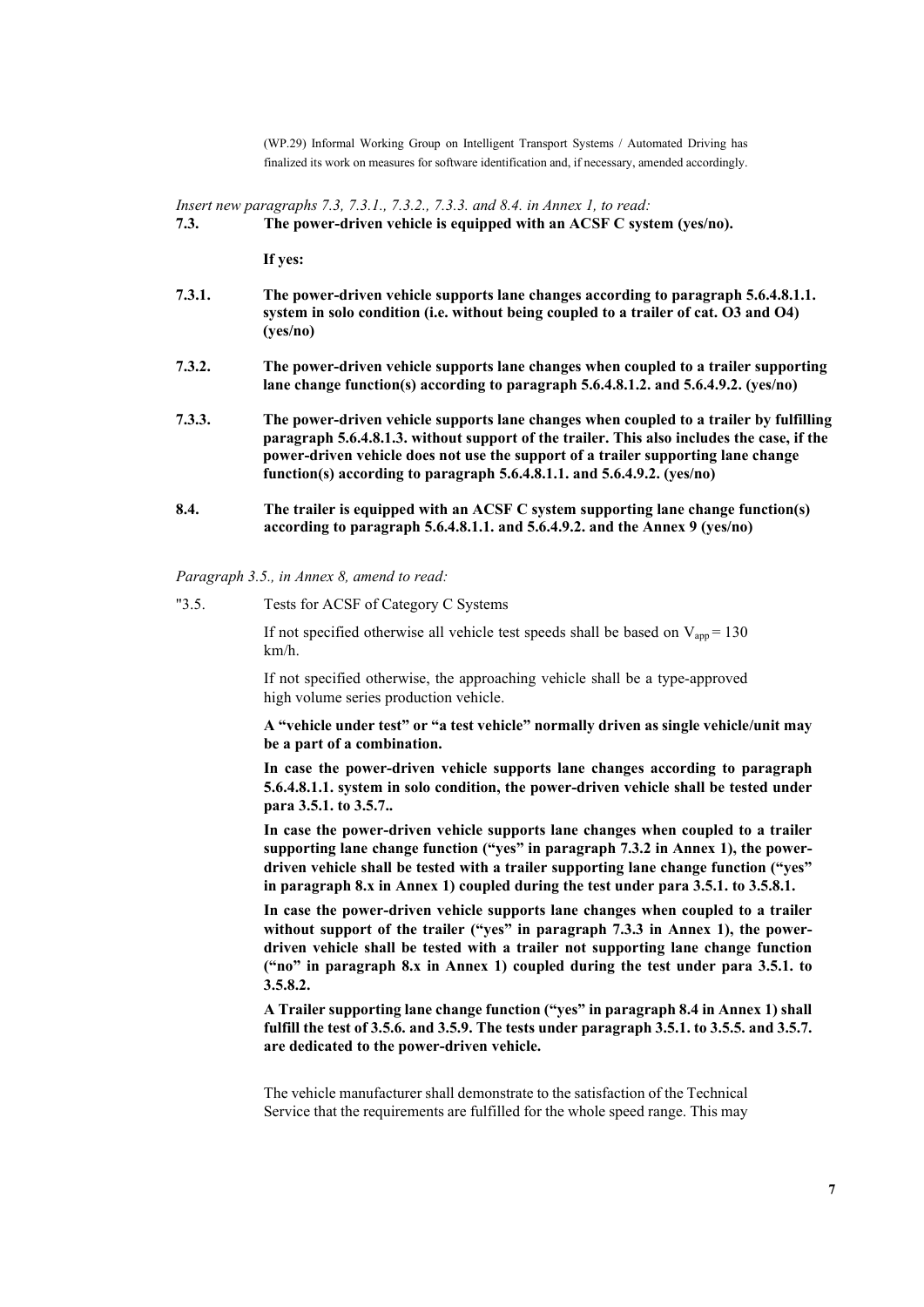(WP.29) Informal Working Group on Intelligent Transport Systems / Automated Driving has finalized its work on measures for software identification and, if necessary, amended accordingly.

*Insert new paragraphs 7.3, 7.3.1., 7.3.2., 7.3.3. and 8.4. in Annex 1, to read:*

**7.3. The power-driven vehicle is equipped with an ACSF C system (yes/no).**

**If yes:**

**7.3.1. The power-driven vehicle supports lane changes according to paragraph 5.6.4.8.1.1. system in solo condition (i.e. without being coupled to a trailer of cat. O3 and O4) (yes/no)**

**7.3.2. The power-driven vehicle supports lane changes when coupled to a trailer supporting lane change function(s) according to paragraph 5.6.4.8.1.2. and 5.6.4.9.2. (yes/no)**

**7.3.3. The power-driven vehicle supports lane changes when coupled to a trailer by fulfilling paragraph 5.6.4.8.1.3. without support of the trailer. This also includes the case, if the power-driven vehicle does not use the support of a trailer supporting lane change function(s) according to paragraph 5.6.4.8.1.1. and 5.6.4.9.2. (yes/no)**

**8.4. The trailer is equipped with an ACSF C system supporting lane change function(s) according to paragraph 5.6.4.8.1.1. and 5.6.4.9.2. and the Annex 9 (yes/no)**

*Paragraph 3.5., in Annex 8, amend to read:*

"3.5. Tests for ACSF of Category C Systems

If not specified otherwise all vehicle test speeds shall be based on $V_{app}$ = 130 km/h.

If not specified otherwise, the approaching vehicle shall be a type-approved high volume series production vehicle.

**A "vehicle under test" or "a test vehicle" normally driven as single vehicle/unit may be a part of a combination.**

**In case the power-driven vehicle supports lane changes according to paragraph 5.6.4.8.1.1. system in solo condition, the power-driven vehicle shall be tested under para 3.5.1. to 3.5.7..**

**In case the power-driven vehicle supports lane changes when coupled to a trailer supporting lane change function ("yes" in paragraph 7.3.2 in Annex 1), the power-driven vehicle shall be tested with a trailer supporting lane change function ("yes" in paragraph 8.x in Annex 1) coupled during the test under para 3.5.1. to 3.5.8.1.**

**In case the power-driven vehicle supports lane changes when coupled to a trailer without support of the trailer ("yes" in paragraph 7.3.3 in Annex 1), the power-driven vehicle shall be tested with a trailer not supporting lane change function ("no" in paragraph 8.x in Annex 1) coupled during the test under para 3.5.1. to 3.5.8.2.**

**A Trailer supporting lane change function ("yes" in paragraph 8.4 in Annex 1) shall fulfill the test of 3.5.6. and 3.5.9. The tests under paragraph 3.5.1. to 3.5.5. and 3.5.7. are dedicated to the power-driven vehicle.**

The vehicle manufacturer shall demonstrate to the satisfaction of the Technical Service that the requirements are fulfilled for the whole speed range. This may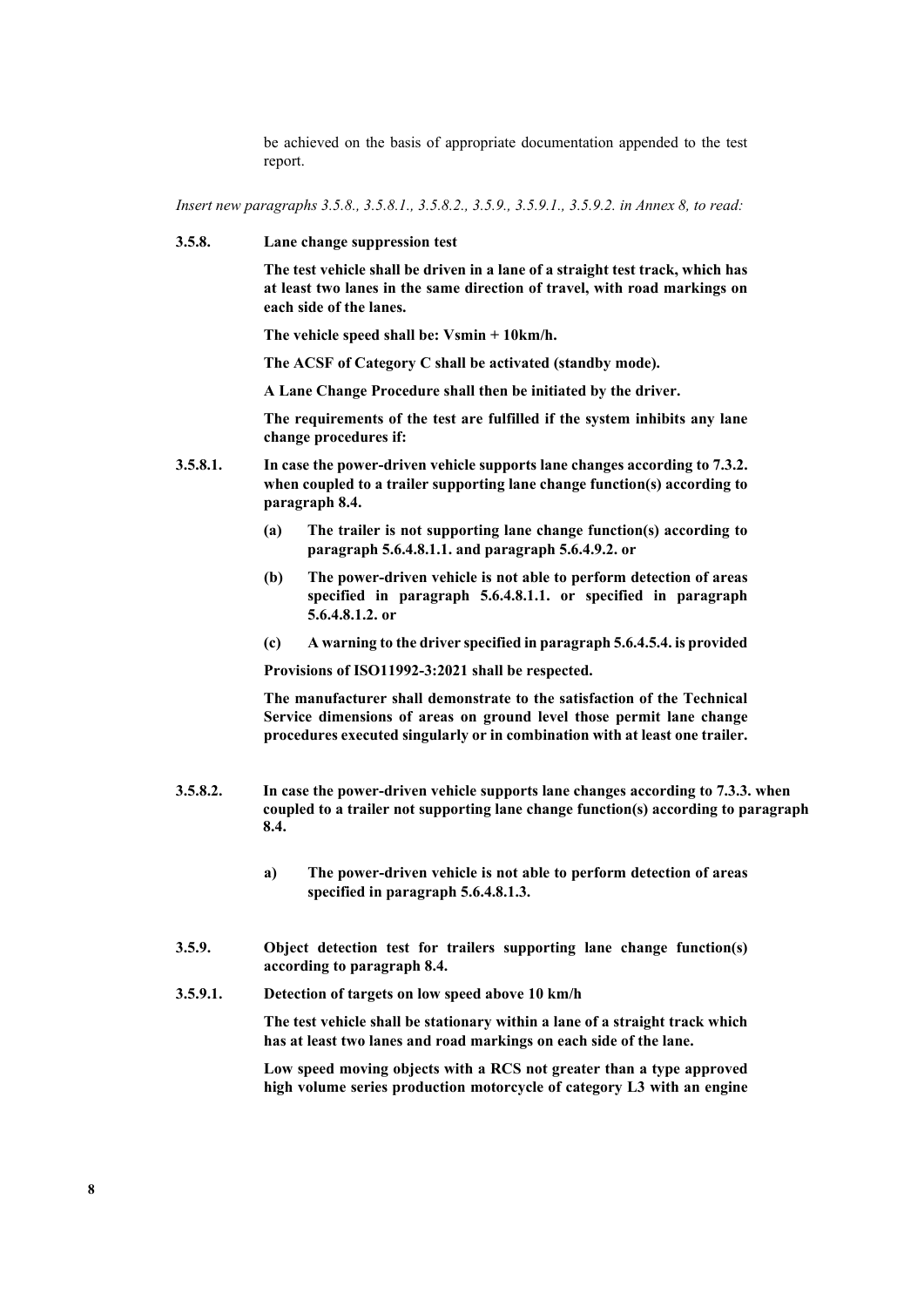be achieved on the basis of appropriate documentation appended to the test report.

*Insert new paragraphs 3.5.8., 3.5.8.1., 3.5.8.2., 3.5.9., 3.5.9.1., 3.5.9.2. in Annex 8, to read:*

**3.5.8. Lane change suppression test**

**The test vehicle shall be driven in a lane of a straight test track, which has at least two lanes in the same direction of travel, with road markings on each side of the lanes.**

**The vehicle speed shall be: Vsmin + 10km/h.**

**The ACSF of Category C shall be activated (standby mode).**

**A Lane Change Procedure shall then be initiated by the driver.**

**The requirements of the test are fulfilled if the system inhibits any lane change procedures if:**

**3.5.8.1. In case the power-driven vehicle supports lane changes according to 7.3.2. when coupled to a trailer supporting lane change function(s) according to paragraph 8.4.**

**(a) The trailer is not supporting lane change function(s) according to paragraph 5.6.4.8.1.1. and paragraph 5.6.4.9.2. or**

**(b) The power-driven vehicle is not able to perform detection of areas specified in paragraph 5.6.4.8.1.1. or specified in paragraph 5.6.4.8.1.2. or**

**(c) A warning to the driver specified in paragraph 5.6.4.5.4. is provided**

**Provisions of ISO11992-3:2021 shall be respected.**

**The manufacturer shall demonstrate to the satisfaction of the Technical Service dimensions of areas on ground level those permit lane change procedures executed singularly or in combination with at least one trailer.**

**3.5.8.2. In case the power-driven vehicle supports lane changes according to 7.3.3. when coupled to a trailer not supporting lane change function(s) according to paragraph 8.4.**

**a) The power-driven vehicle is not able to perform detection of areas specified in paragraph 5.6.4.8.1.3.**

**3.5.9. Object detection test for trailers supporting lane change function(s) according to paragraph 8.4.**

**3.5.9.1. Detection of targets on low speed above 10 km/h**

**The test vehicle shall be stationary within a lane of a straight track which has at least two lanes and road markings on each side of the lane.**

**Low speed moving objects with a RCS not greater than a type approved high volume series production motorcycle of category L3 with an engine**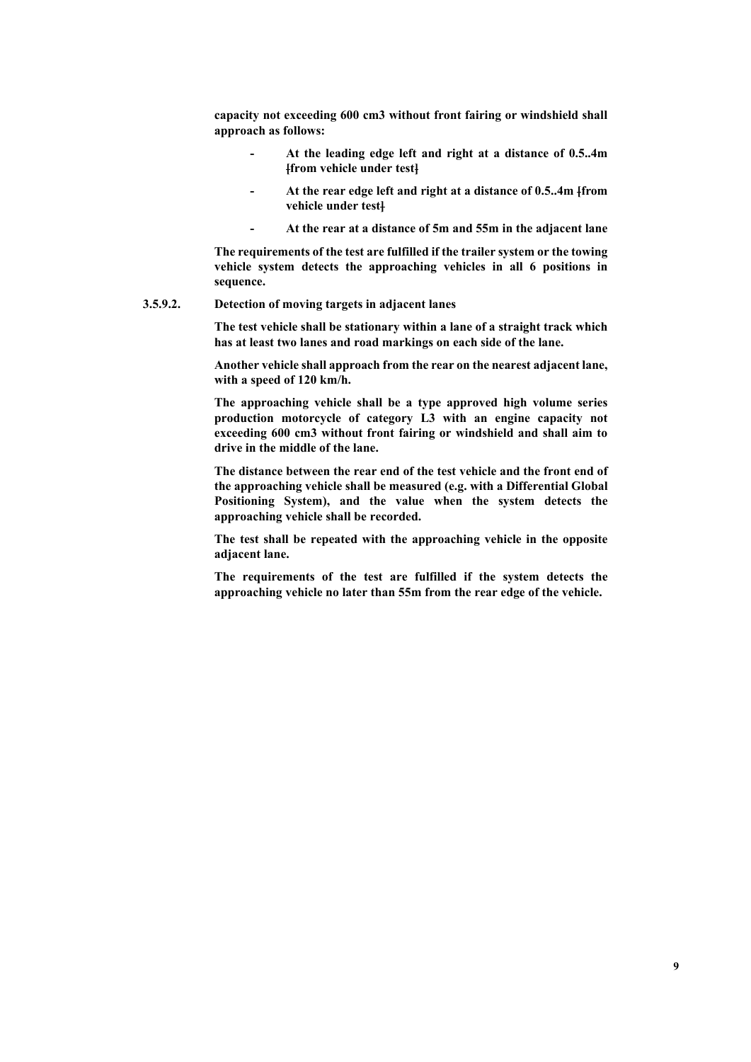**capacity not exceeding 600 cm3 without front fairing or windshield shall approach as follows:**

- **At the leading edge left and right at a distance of 0.5..4m [from vehicle under test]**
- **At the rear edge left and right at a distance of 0.5..4m [from vehicle under test]**
- **At the rear at a distance of 5m and 55m in the adjacent lane**

**The requirements of the test are fulfilled if the trailer system or the towing vehicle system detects the approaching vehicles in all 6 positions in sequence.**

**3.5.9.2. Detection of moving targets in adjacent lanes**

**The test vehicle shall be stationary within a lane of a straight track which has at least two lanes and road markings on each side of the lane.**

**Another vehicle shall approach from the rear on the nearest adjacent lane, with a speed of 120 km/h.**

**The approaching vehicle shall be a type approved high volume series production motorcycle of category L3 with an engine capacity not exceeding 600 cm3 without front fairing or windshield and shall aim to drive in the middle of the lane.**

**The distance between the rear end of the test vehicle and the front end of the approaching vehicle shall be measured (e.g. with a Differential Global Positioning System), and the value when the system detects the approaching vehicle shall be recorded.**

**The test shall be repeated with the approaching vehicle in the opposite adjacent lane.**

**The requirements of the test are fulfilled if the system detects the approaching vehicle no later than 55m from the rear edge of the vehicle.**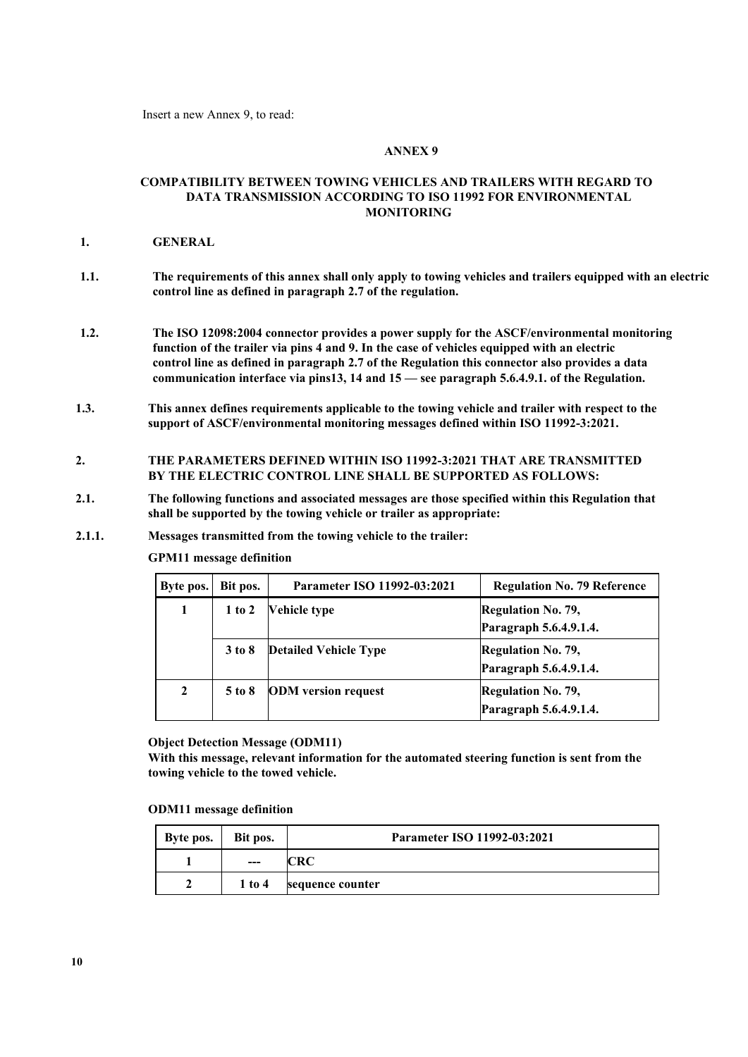Insert a new Annex 9, to read:

# ANNEX 9

## COMPATIBILITY BETWEEN TOWING VEHICLES AND TRAILERS WITH REGARD TO DATA TRANSMISSION ACCORDING TO ISO 11992 FOR ENVIRONMENTAL MONITORING

**1. GENERAL**

**1.1. The requirements of this annex shall only apply to towing vehicles and trailers equipped with an electric control line as defined in paragraph 2.7 of the regulation.**

**1.2. The ISO 12098:2004 connector provides a power supply for the ASCF/environmental monitoring function of the trailer via pins 4 and 9. In the case of vehicles equipped with an electric control line as defined in paragraph 2.7 of the Regulation this connector also provides a data communication interface via pins13, 14 and 15 — see paragraph 5.6.4.9.1. of the Regulation.**

**1.3. This annex defines requirements applicable to the towing vehicle and trailer with respect to the support of ASCF/environmental monitoring messages defined within ISO 11992-3:2021.**

**2. THE PARAMETERS DEFINED WITHIN ISO 11992-3:2021 THAT ARE TRANSMITTED BY THE ELECTRIC CONTROL LINE SHALL BE SUPPORTED AS FOLLOWS:**

**2.1. The following functions and associated messages are those specified within this Regulation that shall be supported by the towing vehicle or trailer as appropriate:**

**2.1.1. Messages transmitted from the towing vehicle to the trailer:**

**GPM11 message definition**

| Byte pos. | Bit pos. | Parameter ISO 11992-03:2021 | Regulation No. 79 Reference |
|---|---|---|---|
| **1** | **1 to 2** | **Vehicle type** | **Regulation No. 79, Paragraph 5.6.4.9.1.4.** |
| | **3 to 8** | **Detailed Vehicle Type** | **Regulation No. 79, Paragraph 5.6.4.9.1.4.** |
| **2** | **5 to 8** | **ODM version request** | **Regulation No. 79, Paragraph 5.6.4.9.1.4.** |

**Object Detection Message (ODM11)**
**With this message, relevant information for the automated steering function is sent from the towing vehicle to the towed vehicle.**

**ODM11 message definition**

| Byte pos. | Bit pos. | Parameter ISO 11992-03:2021 |
|---|---|---|
| **1** | **---** | **CRC** |
| **2** | **1 to 4** | **sequence counter** |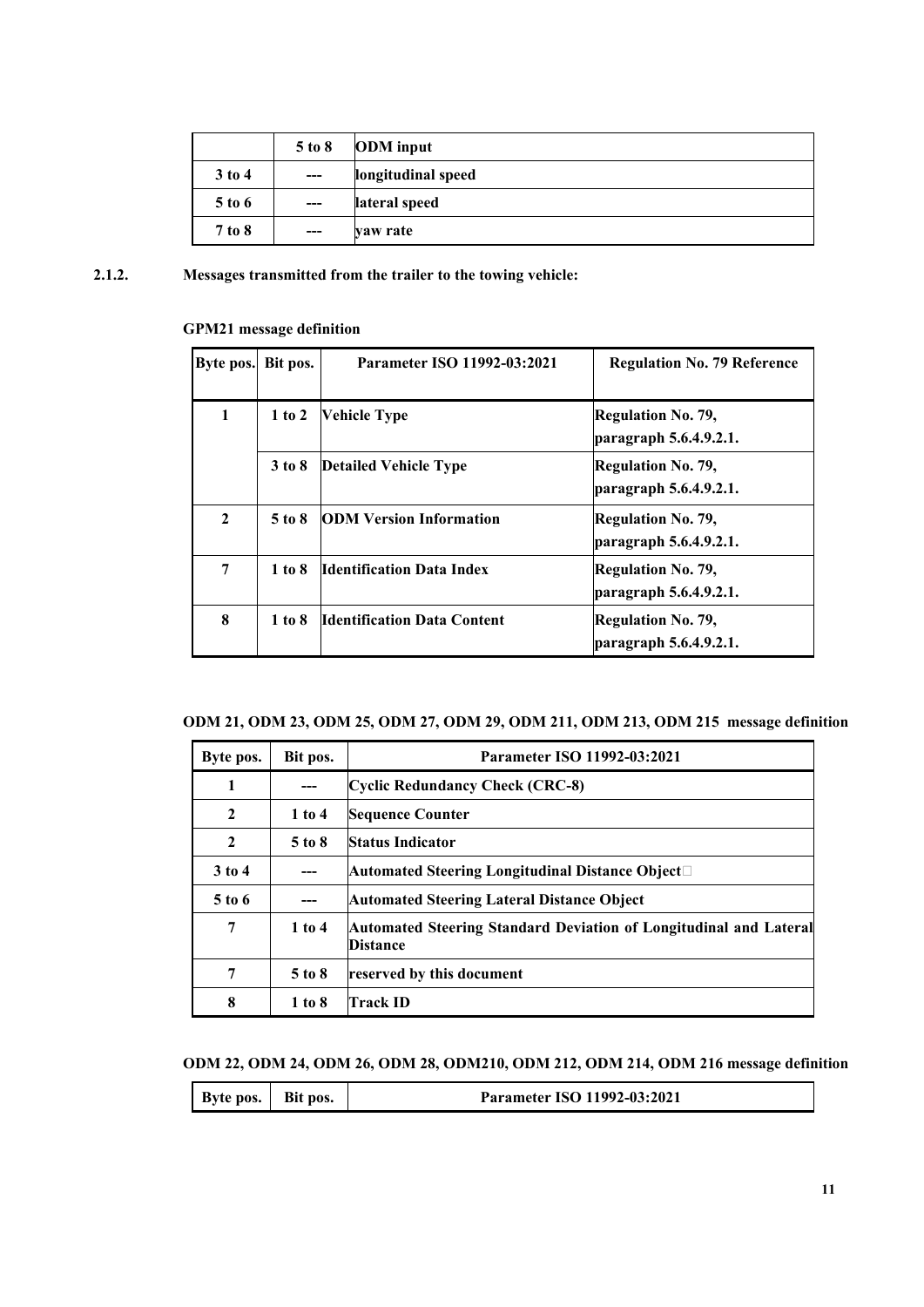|  | 5 to 8 | ODM input |
| --- | --- | --- |
| 3 to 4 | --- | longitudinal speed |
| 5 to 6 | --- | lateral speed |
| 7 to 8 | --- | yaw rate |

**2.1.2. Messages transmitted from the trailer to the towing vehicle:**

**GPM21 message definition**

| Byte pos. | Bit pos. | Parameter ISO 11992-03:2021 | Regulation No. 79 Reference |
| --- | --- | --- | --- |
| 1 | 1 to 2 | Vehicle Type | Regulation No. 79, paragraph 5.6.4.9.2.1. |
|  | 3 to 8 | Detailed Vehicle Type | Regulation No. 79, paragraph 5.6.4.9.2.1. |
| 2 | 5 to 8 | ODM Version Information | Regulation No. 79, paragraph 5.6.4.9.2.1. |
| 7 | 1 to 8 | Identification Data Index | Regulation No. 79, paragraph 5.6.4.9.2.1. |
| 8 | 1 to 8 | Identification Data Content | Regulation No. 79, paragraph 5.6.4.9.2.1. |

**ODM 21, ODM 23, ODM 25, ODM 27, ODM 29, ODM 211, ODM 213, ODM 215 message definition**

| Byte pos. | Bit pos. | Parameter ISO 11992-03:2021 |
| --- | --- | --- |
| 1 | --- | Cyclic Redundancy Check (CRC-8) |
| 2 | 1 to 4 | Sequence Counter |
| 2 | 5 to 8 | Status Indicator |
| 3 to 4 | --- | Automated Steering Longitudinal Distance Object |
| 5 to 6 | --- | Automated Steering Lateral Distance Object |
| 7 | 1 to 4 | Automated Steering Standard Deviation of Longitudinal and Lateral Distance |
| 7 | 5 to 8 | reserved by this document |
| 8 | 1 to 8 | Track ID |

**ODM 22, ODM 24, ODM 26, ODM 28, ODM210, ODM 212, ODM 214, ODM 216 message definition**

| Byte pos. | Bit pos. | Parameter ISO 11992-03:2021 |
| --- | --- | --- |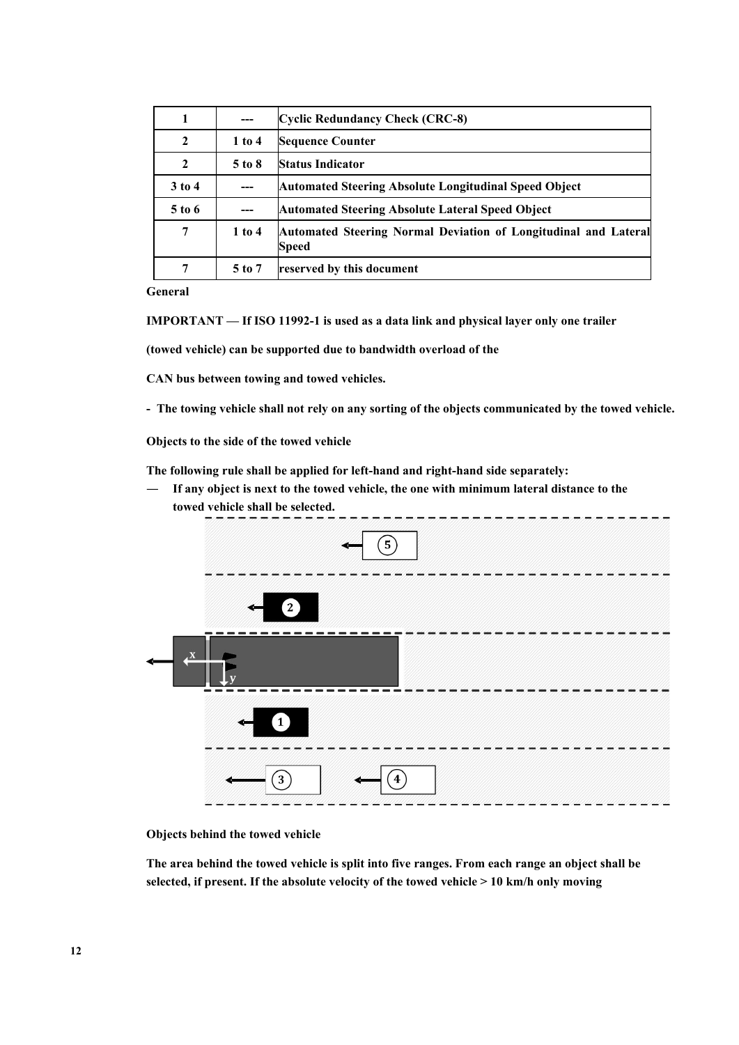| 1 | --- | Cyclic Redundancy Check (CRC-8) |
|---|---|---|
| 2 | 1 to 4 | Sequence Counter |
| 2 | 5 to 8 | Status Indicator |
| 3 to 4 | --- | Automated Steering Absolute Longitudinal Speed Object |
| 5 to 6 | --- | Automated Steering Absolute Lateral Speed Object |
| 7 | 1 to 4 | Automated Steering Normal Deviation of Longitudinal and Lateral Speed |
| 7 | 5 to 7 | reserved by this document |

**General**

**IMPORTANT — If ISO 11992-1 is used as a data link and physical layer only one trailer**

**(towed vehicle) can be supported due to bandwidth overload of the**

**CAN bus between towing and towed vehicles.**

**- The towing vehicle shall not rely on any sorting of the objects communicated by the towed vehicle.**

**Objects to the side of the towed vehicle**

**The following rule shall be applied for left-hand and right-hand side separately:**

— **If any object is next to the towed vehicle, the one with minimum lateral distance to the towed vehicle shall be selected.**

**Objects behind the towed vehicle**

**The area behind the towed vehicle is split into five ranges. From each range an object shall be selected, if present. If the absolute velocity of the towed vehicle > 10 km/h only moving**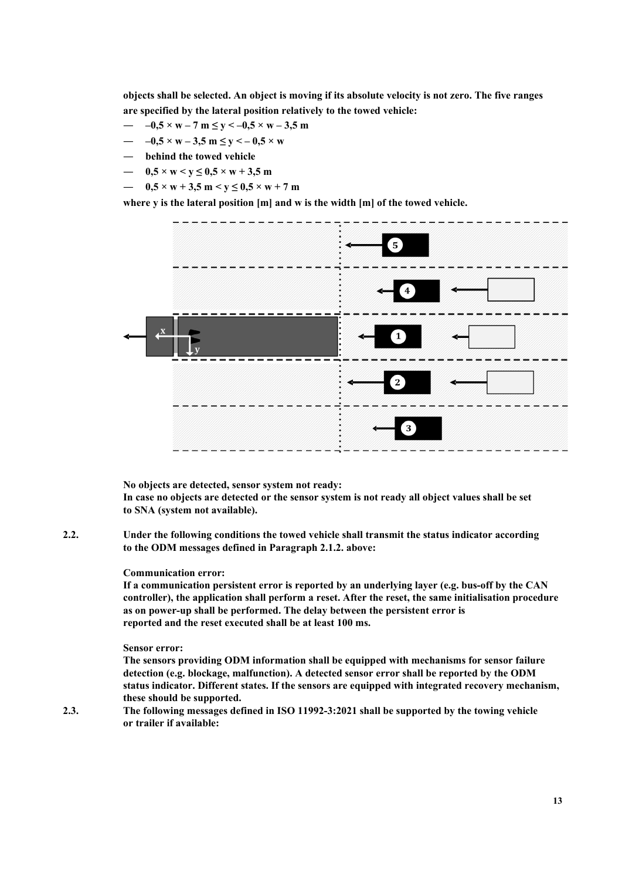**objects shall be selected. An object is moving if its absolute velocity is not zero. The five ranges are specified by the lateral position relatively to the towed vehicle:**

- **$-0{,}5 \times w - 7\ m \leq y < -0{,}5 \times w - 3{,}5\ m$**
- **$-0{,}5 \times w - 3{,}5\ m \leq y < -0{,}5 \times w$**
- **behind the towed vehicle**
- **$0{,}5 \times w < y \leq 0{,}5 \times w + 3{,}5\ m$**
- **$0{,}5 \times w + 3{,}5\ m < y \leq 0{,}5 \times w + 7\ m$**

**where y is the lateral position [m] and w is the width [m] of the towed vehicle.**

**No objects are detected, sensor system not ready:**
**In case no objects are detected or the sensor system is not ready all object values shall be set to SNA (system not available).**

**2.2. Under the following conditions the towed vehicle shall transmit the status indicator according to the ODM messages defined in Paragraph 2.1.2. above:**

**Communication error:**
**If a communication persistent error is reported by an underlying layer (e.g. bus-off by the CAN controller), the application shall perform a reset. After the reset, the same initialisation procedure as on power-up shall be performed. The delay between the persistent error is reported and the reset executed shall be at least 100 ms.**

**Sensor error:**
**The sensors providing ODM information shall be equipped with mechanisms for sensor failure detection (e.g. blockage, malfunction). A detected sensor error shall be reported by the ODM status indicator. Different states. If the sensors are equipped with integrated recovery mechanism, these should be supported.**

**2.3. The following messages defined in ISO 11992-3:2021 shall be supported by the towing vehicle or trailer if available:**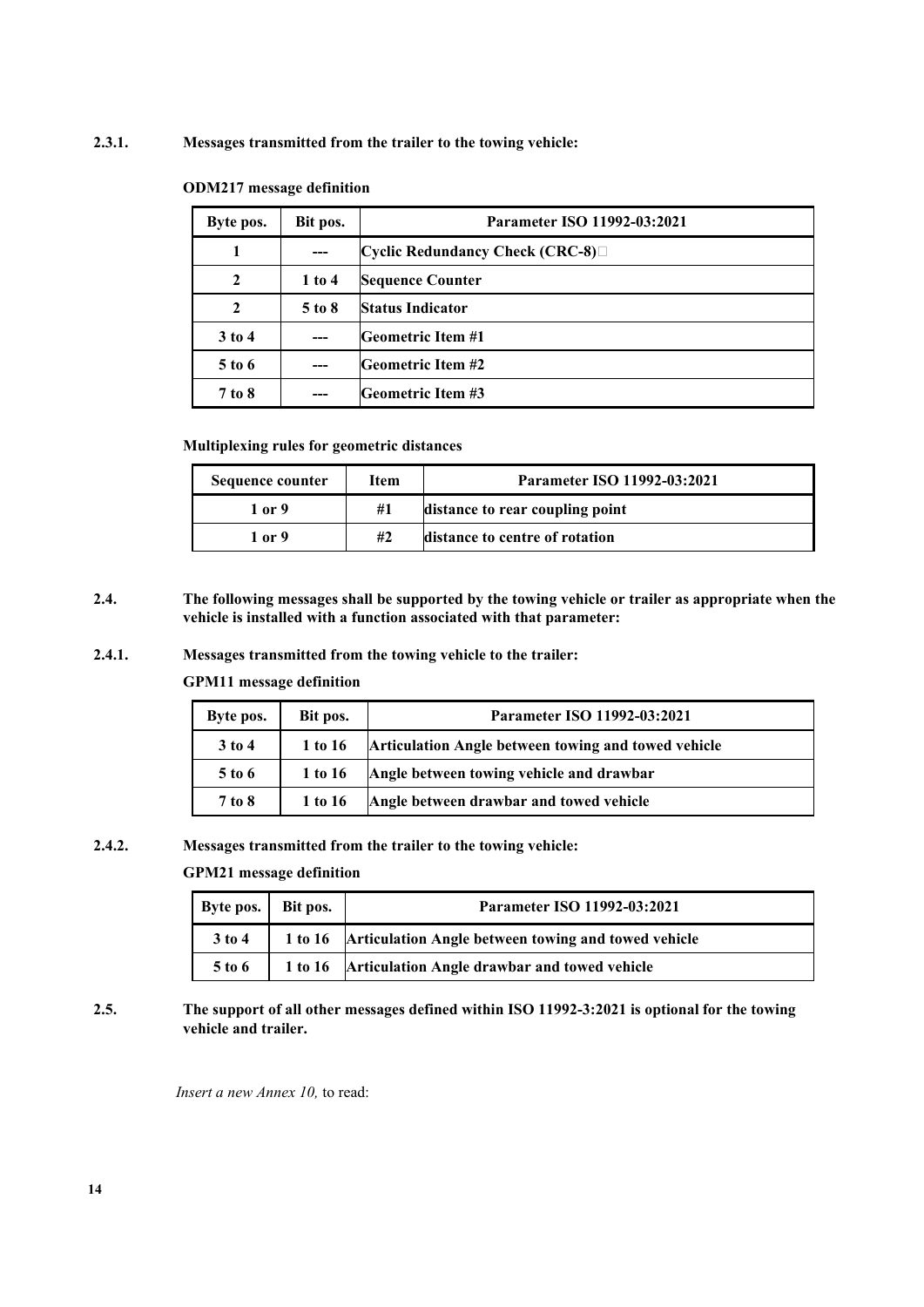**2.3.1. Messages transmitted from the trailer to the towing vehicle:**

**ODM217 message definition**

| Byte pos. | Bit pos. | Parameter ISO 11992-03:2021 |
|---|---|---|
| 1 | --- | Cyclic Redundancy Check (CRC-8) |
| 2 | 1 to 4 | Sequence Counter |
| 2 | 5 to 8 | Status Indicator |
| 3 to 4 | --- | Geometric Item #1 |
| 5 to 6 | --- | Geometric Item #2 |
| 7 to 8 | --- | Geometric Item #3 |

**Multiplexing rules for geometric distances**

| Sequence counter | Item | Parameter ISO 11992-03:2021 |
|---|---|---|
| 1 or 9 | #1 | distance to rear coupling point |
| 1 or 9 | #2 | distance to centre of rotation |

**2.4. The following messages shall be supported by the towing vehicle or trailer as appropriate when the vehicle is installed with a function associated with that parameter:**

**2.4.1. Messages transmitted from the towing vehicle to the trailer:**

**GPM11 message definition**

| Byte pos. | Bit pos. | Parameter ISO 11992-03:2021 |
|---|---|---|
| 3 to 4 | 1 to 16 | Articulation Angle between towing and towed vehicle |
| 5 to 6 | 1 to 16 | Angle between towing vehicle and drawbar |
| 7 to 8 | 1 to 16 | Angle between drawbar and towed vehicle |

**2.4.2. Messages transmitted from the trailer to the towing vehicle:**

**GPM21 message definition**

| Byte pos. | Bit pos. | Parameter ISO 11992-03:2021 |
|---|---|---|
| 3 to 4 | 1 to 16 | Articulation Angle between towing and towed vehicle |
| 5 to 6 | 1 to 16 | Articulation Angle drawbar and towed vehicle |

**2.5. The support of all other messages defined within ISO 11992-3:2021 is optional for the towing vehicle and trailer.**

*Insert a new Annex 10,* to read: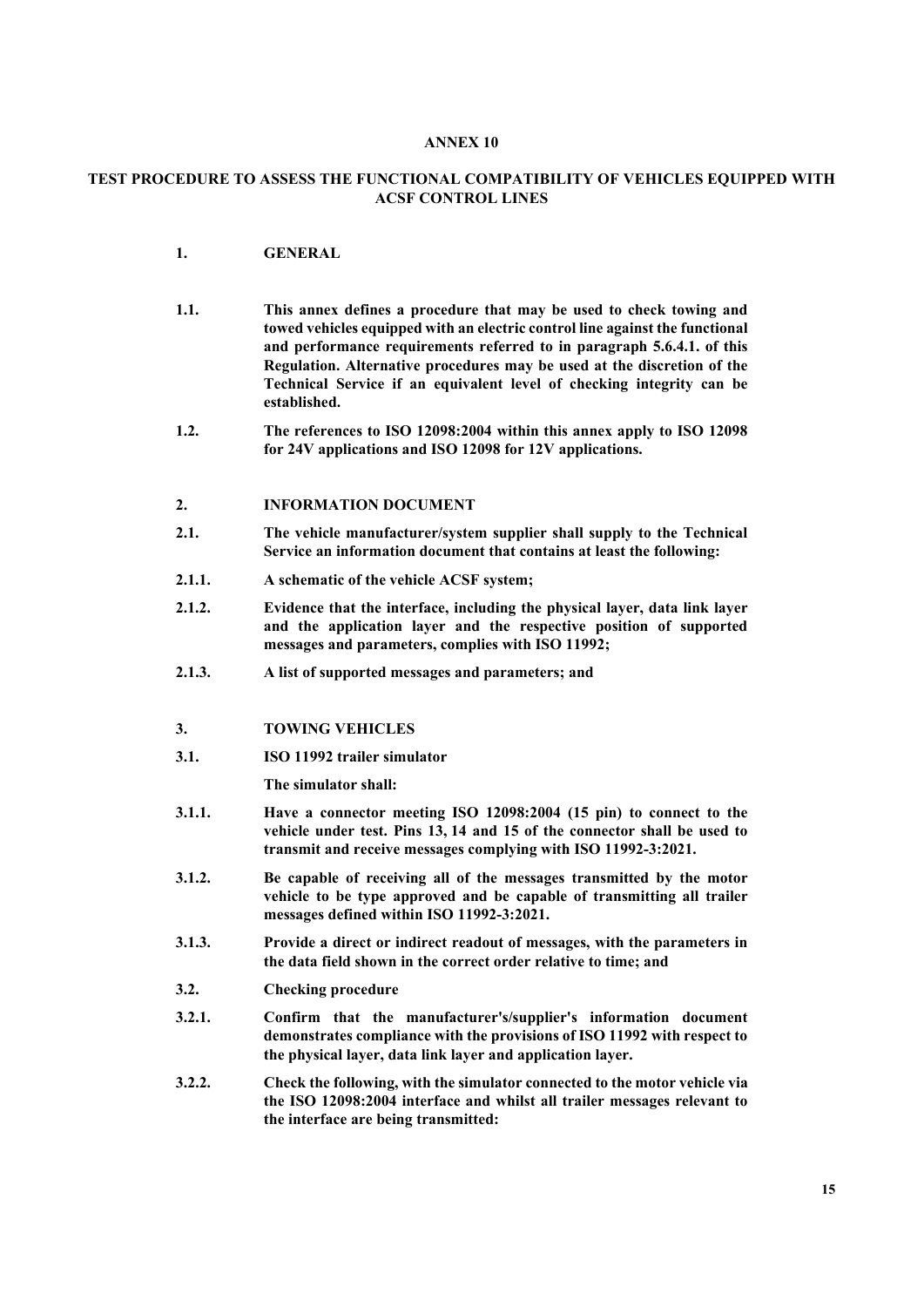# ANNEX 10

## TEST PROCEDURE TO ASSESS THE FUNCTIONAL COMPATIBILITY OF VEHICLES EQUIPPED WITH ACSF CONTROL LINES

**1. GENERAL**

**1.1.** **This annex defines a procedure that may be used to check towing and towed vehicles equipped with an electric control line against the functional and performance requirements referred to in paragraph 5.6.4.1. of this Regulation. Alternative procedures may be used at the discretion of the Technical Service if an equivalent level of checking integrity can be established.**

**1.2.** **The references to ISO 12098:2004 within this annex apply to ISO 12098 for 24V applications and ISO 12098 for 12V applications.**

**2. INFORMATION DOCUMENT**

**2.1.** **The vehicle manufacturer/system supplier shall supply to the Technical Service an information document that contains at least the following:**

**2.1.1.** **A schematic of the vehicle ACSF system;**

**2.1.2.** **Evidence that the interface, including the physical layer, data link layer and the application layer and the respective position of supported messages and parameters, complies with ISO 11992;**

**2.1.3.** **A list of supported messages and parameters; and**

**3. TOWING VEHICLES**

**3.1.** **ISO 11992 trailer simulator**

**The simulator shall:**

**3.1.1.** **Have a connector meeting ISO 12098:2004 (15 pin) to connect to the vehicle under test. Pins 13, 14 and 15 of the connector shall be used to transmit and receive messages complying with ISO 11992-3:2021.**

**3.1.2.** **Be capable of receiving all of the messages transmitted by the motor vehicle to be type approved and be capable of transmitting all trailer messages defined within ISO 11992-3:2021.**

**3.1.3.** **Provide a direct or indirect readout of messages, with the parameters in the data field shown in the correct order relative to time; and**

**3.2.** **Checking procedure**

**3.2.1.** **Confirm that the manufacturer's/supplier's information document demonstrates compliance with the provisions of ISO 11992 with respect to the physical layer, data link layer and application layer.**

**3.2.2.** **Check the following, with the simulator connected to the motor vehicle via the ISO 12098:2004 interface and whilst all trailer messages relevant to the interface are being transmitted:**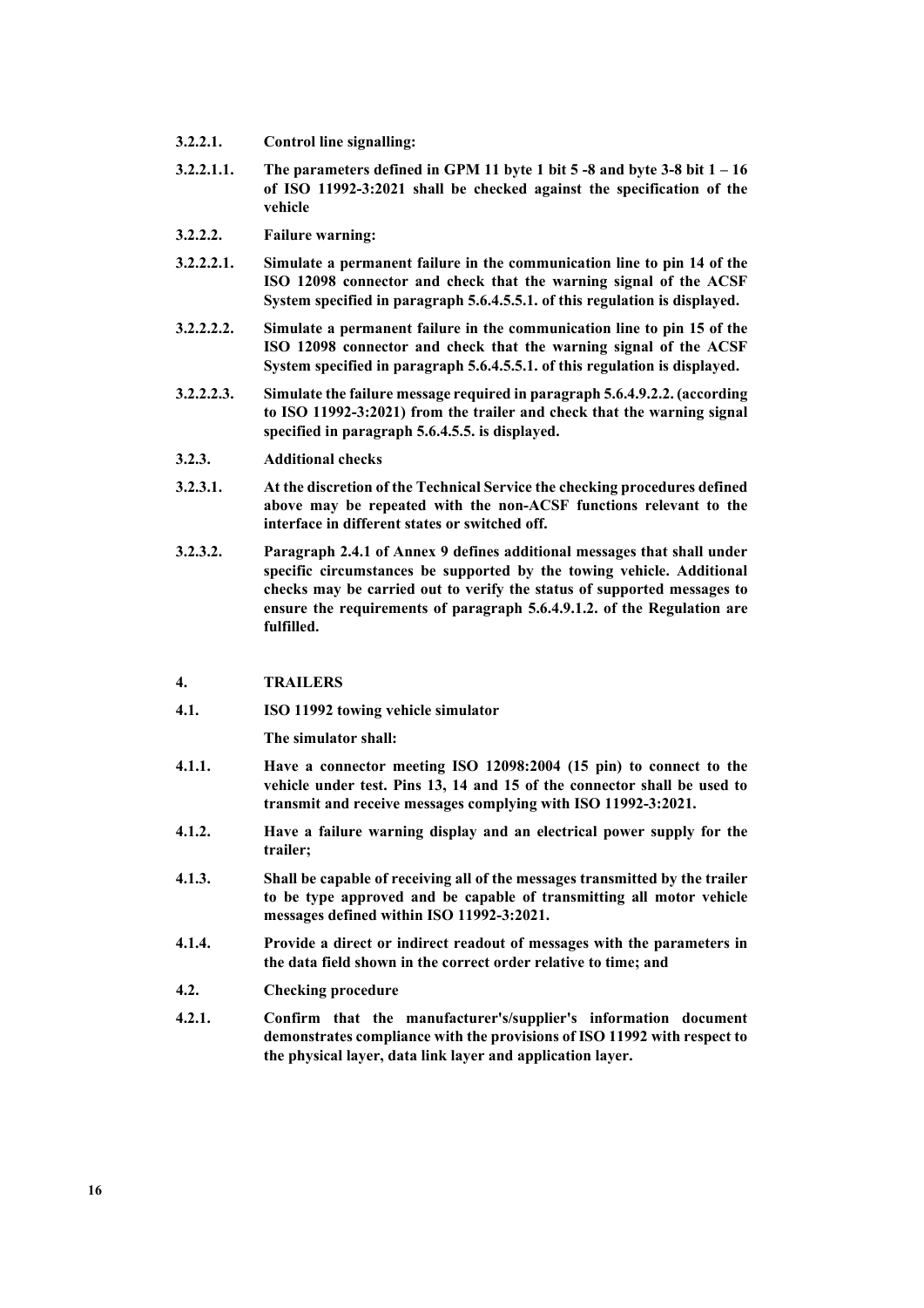**3.2.2.1. Control line signalling:**

**3.2.2.1.1. The parameters defined in GPM 11 byte 1 bit 5 -8 and byte 3-8 bit 1 – 16 of ISO 11992-3:2021 shall be checked against the specification of the vehicle**

**3.2.2.2. Failure warning:**

**3.2.2.2.1. Simulate a permanent failure in the communication line to pin 14 of the ISO 12098 connector and check that the warning signal of the ACSF System specified in paragraph 5.6.4.5.5.1. of this regulation is displayed.**

**3.2.2.2.2. Simulate a permanent failure in the communication line to pin 15 of the ISO 12098 connector and check that the warning signal of the ACSF System specified in paragraph 5.6.4.5.5.1. of this regulation is displayed.**

**3.2.2.2.3. Simulate the failure message required in paragraph 5.6.4.9.2.2. (according to ISO 11992-3:2021) from the trailer and check that the warning signal specified in paragraph 5.6.4.5.5. is displayed.**

**3.2.3. Additional checks**

**3.2.3.1. At the discretion of the Technical Service the checking procedures defined above may be repeated with the non-ACSF functions relevant to the interface in different states or switched off.**

**3.2.3.2. Paragraph 2.4.1 of Annex 9 defines additional messages that shall under specific circumstances be supported by the towing vehicle. Additional checks may be carried out to verify the status of supported messages to ensure the requirements of paragraph 5.6.4.9.1.2. of the Regulation are fulfilled.**

## 4. TRAILERS

**4.1. ISO 11992 towing vehicle simulator**

**The simulator shall:**

**4.1.1. Have a connector meeting ISO 12098:2004 (15 pin) to connect to the vehicle under test. Pins 13, 14 and 15 of the connector shall be used to transmit and receive messages complying with ISO 11992-3:2021.**

**4.1.2. Have a failure warning display and an electrical power supply for the trailer;**

**4.1.3. Shall be capable of receiving all of the messages transmitted by the trailer to be type approved and be capable of transmitting all motor vehicle messages defined within ISO 11992-3:2021.**

**4.1.4. Provide a direct or indirect readout of messages with the parameters in the data field shown in the correct order relative to time; and**

**4.2. Checking procedure**

**4.2.1. Confirm that the manufacturer's/supplier's information document demonstrates compliance with the provisions of ISO 11992 with respect to the physical layer, data link layer and application layer.**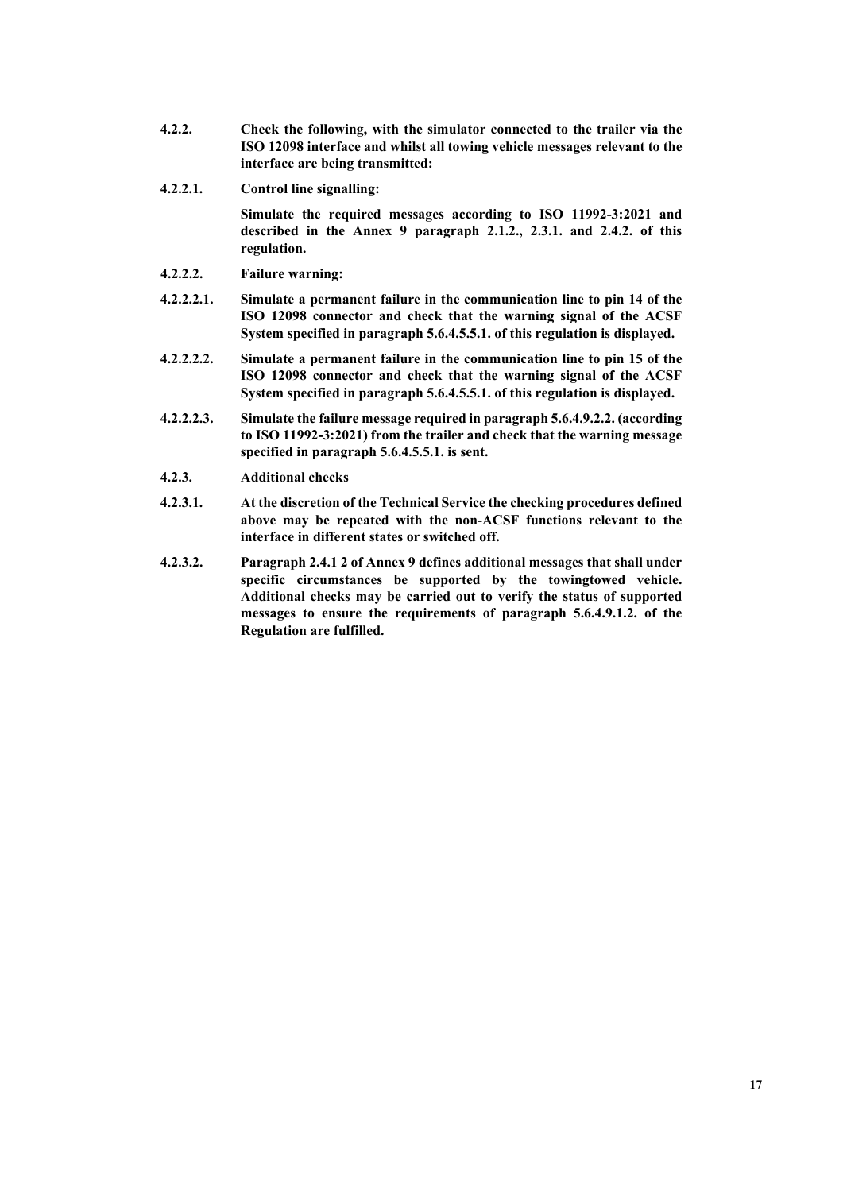**4.2.2. Check the following, with the simulator connected to the trailer via the ISO 12098 interface and whilst all towing vehicle messages relevant to the interface are being transmitted:**

**4.2.2.1. Control line signalling:**

**Simulate the required messages according to ISO 11992-3:2021 and described in the Annex 9 paragraph 2.1.2., 2.3.1. and 2.4.2. of this regulation.**

**4.2.2.2. Failure warning:**

**4.2.2.2.1. Simulate a permanent failure in the communication line to pin 14 of the ISO 12098 connector and check that the warning signal of the ACSF System specified in paragraph 5.6.4.5.5.1. of this regulation is displayed.**

**4.2.2.2.2. Simulate a permanent failure in the communication line to pin 15 of the ISO 12098 connector and check that the warning signal of the ACSF System specified in paragraph 5.6.4.5.5.1. of this regulation is displayed.**

**4.2.2.2.3. Simulate the failure message required in paragraph 5.6.4.9.2.2. (according to ISO 11992-3:2021) from the trailer and check that the warning message specified in paragraph 5.6.4.5.5.1. is sent.**

**4.2.3. Additional checks**

**4.2.3.1. At the discretion of the Technical Service the checking procedures defined above may be repeated with the non-ACSF functions relevant to the interface in different states or switched off.**

**4.2.3.2. Paragraph 2.4.1 2 of Annex 9 defines additional messages that shall under specific circumstances be supported by the towingtowed vehicle. Additional checks may be carried out to verify the status of supported messages to ensure the requirements of paragraph 5.6.4.9.1.2. of the Regulation are fulfilled.**